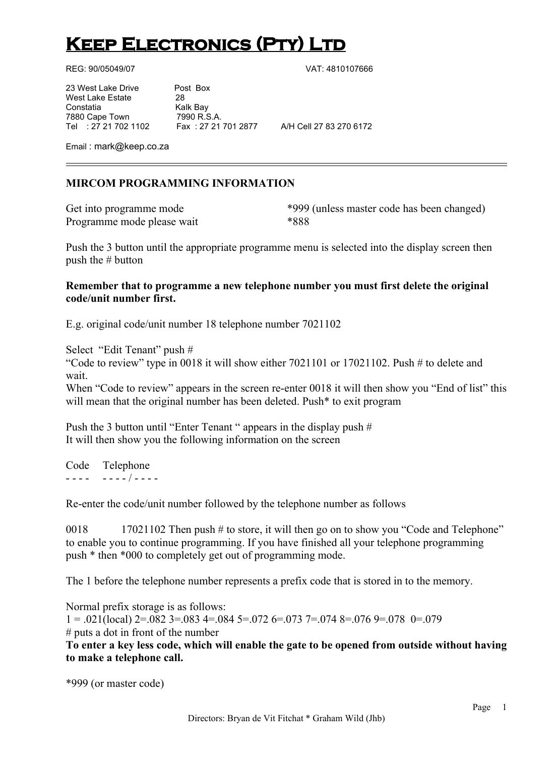# Keep Electronics (Pty) Ltd

REG: 90/05049/07 VAT: 4810107666

23 West Lake Drive
West Lake Estate
Constatia
7880 Cape Town
Tel : 27 21 702 1102

Post Box
28
Kalk Bay
7990 R.S.A.
Fax : 27 21 701 2877

A/H Cell 27 83 270 6172

Email : mark@keep.co.za

---

**MIRCOM PROGRAMMING INFORMATION**

Get into programme mode *999 (unless master code has been changed)
Programme mode please wait *888

Push the 3 button until the appropriate programme menu is selected into the display screen then push the # button

**Remember that to programme a new telephone number you must first delete the original code/unit number first.**

E.g. original code/unit number 18 telephone number 7021102

Select "Edit Tenant" push #
"Code to review" type in 0018 it will show either 7021101 or 17021102. Push # to delete and wait.
When "Code to review" appears in the screen re-enter 0018 it will then show you "End of list" this will mean that the original number has been deleted. Push* to exit program

Push the 3 button until "Enter Tenant " appears in the display push #
It will then show you the following information on the screen

Code Telephone
- - - - - - - - / - - - -

Re-enter the code/unit number followed by the telephone number as follows

0018 17021102 Then push # to store, it will then go on to show you "Code and Telephone" to enable you to continue programming. If you have finished all your telephone programming push * then *000 to completely get out of programming mode.

The 1 before the telephone number represents a prefix code that is stored in to the memory.

Normal prefix storage is as follows:
1 = .021(local) 2=.082 3=.083 4=.084 5=.072 6=.073 7=.074 8=.076 9=.078 0=.079
# puts a dot in front of the number

**To enter a key less code, which will enable the gate to be opened from outside without having to make a telephone call.**

*999 (or master code)

Directors: Bryan de Vit Fitchat * Graham Wild (Jhb)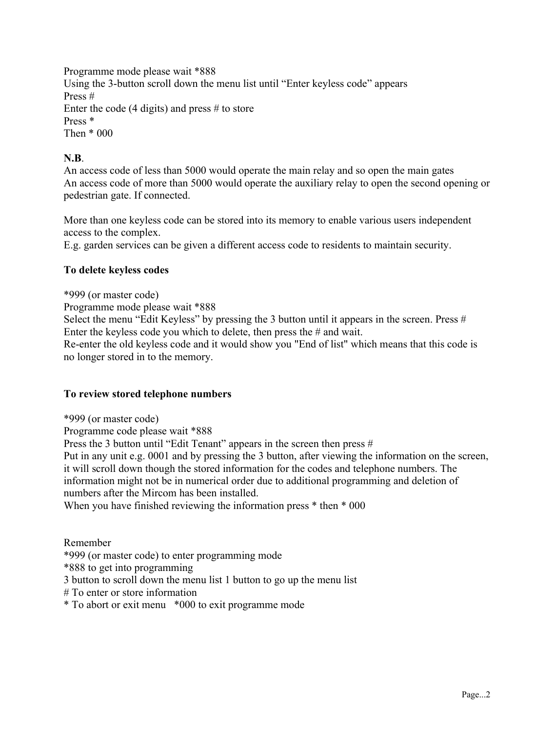Programme mode please wait *888
Using the 3-button scroll down the menu list until "Enter keyless code" appears
Press #
Enter the code (4 digits) and press # to store
Press *
Then * 000

**N.B**.
An access code of less than 5000 would operate the main relay and so open the main gates
An access code of more than 5000 would operate the auxiliary relay to open the second opening or pedestrian gate. If connected.

More than one keyless code can be stored into its memory to enable various users independent access to the complex.
E.g. garden services can be given a different access code to residents to maintain security.

**To delete keyless codes**

*999 (or master code)
Programme mode please wait *888
Select the menu "Edit Keyless" by pressing the 3 button until it appears in the screen. Press #
Enter the keyless code you which to delete, then press the # and wait.
Re-enter the old keyless code and it would show you "End of list" which means that this code is no longer stored in to the memory.

**To review stored telephone numbers**

*999 (or master code)
Programme code please wait *888
Press the 3 button until "Edit Tenant" appears in the screen then press #
Put in any unit e.g. 0001 and by pressing the 3 button, after viewing the information on the screen, it will scroll down though the stored information for the codes and telephone numbers. The information might not be in numerical order due to additional programming and deletion of numbers after the Mircom has been installed.
When you have finished reviewing the information press * then * 000

Remember
*999 (or master code) to enter programming mode
*888 to get into programming
3 button to scroll down the menu list 1 button to go up the menu list
# To enter or store information
* To abort or exit menu   *000 to exit programme mode